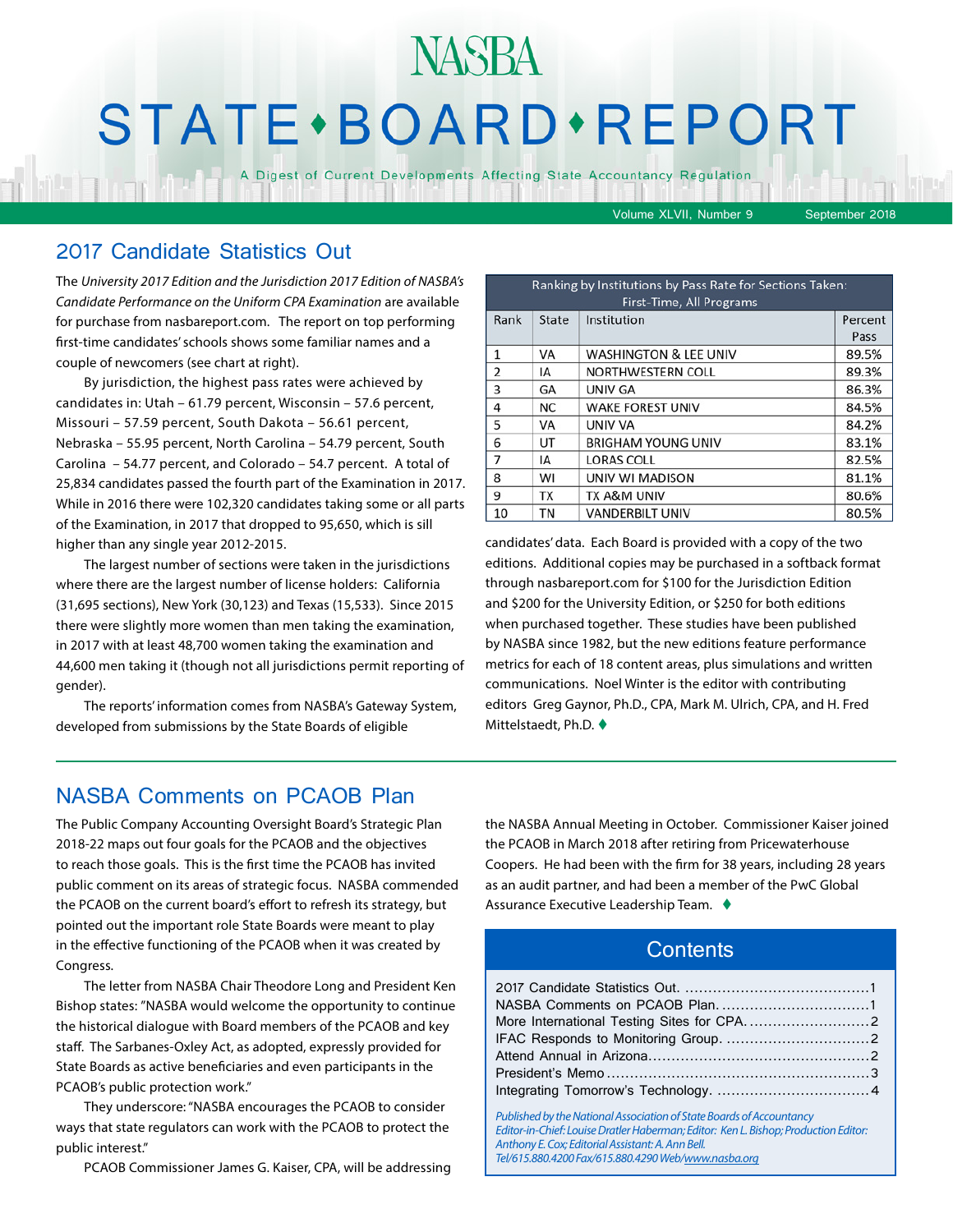# NASBA STATE • BOARD • REPORT

A Digest of Current Developments Affecting State Accountancy Regulation

Volume XLVII, Number 9 September 2018

## 2017 Candidate Statistics Out

The *University 2017 Edition and the Jurisdiction 2017 Edition of NASBA's Candidate Performance on the Uniform CPA Examination* are available for purchase from nasbareport.com. The report on top performing first-time candidates' schools shows some familiar names and a couple of newcomers (see chart at right).

By jurisdiction, the highest pass rates were achieved by candidates in: Utah – 61.79 percent, Wisconsin – 57.6 percent, Missouri – 57.59 percent, South Dakota – 56.61 percent, Nebraska – 55.95 percent, North Carolina – 54.79 percent, South Carolina – 54.77 percent, and Colorado – 54.7 percent. A total of 25,834 candidates passed the fourth part of the Examination in 2017. While in 2016 there were 102,320 candidates taking some or all parts of the Examination, in 2017 that dropped to 95,650, which is sill higher than any single year 2012-2015.

The largest number of sections were taken in the jurisdictions where there are the largest number of license holders: California (31,695 sections), New York (30,123) and Texas (15,533). Since 2015 there were slightly more women than men taking the examination, in 2017 with at least 48,700 women taking the examination and 44,600 men taking it (though not all jurisdictions permit reporting of gender).

The reports' information comes from NASBA's Gateway System, developed from submissions by the State Boards of eligible candidates' data. Each Board is provided with a copy of the two editions. Additional copies may be purchased in a softback format through nasbareport.com for $100 for the Jurisdiction Edition and $200 for the University Edition, or $250 for both editions when purchased together. These studies have been published by NASBA since 1982, but the new editions feature performance metrics for each of 18 content areas, plus simulations and written communications. Noel Winter is the editor with contributing editors Greg Gaynor, Ph.D., CPA, Mark M. Ulrich, CPA, and H. Fred Mittelstaedt, Ph.D. ♦

| Ranking by Institutions by Pass Rate for Sections Taken: First-Time, All Programs | | | |
|---|---|---|---|
| Rank | State | Institution | Percent Pass |
| 1 | VA | WASHINGTON & LEE UNIV | 89.5% |
| 2 | IA | NORTHWESTERN COLL | 89.3% |
| 3 | GA | UNIV GA | 86.3% |
| 4 | NC | WAKE FOREST UNIV | 84.5% |
| 5 | VA | UNIV VA | 84.2% |
| 6 | UT | BRIGHAM YOUNG UNIV | 83.1% |
| 7 | IA | LORAS COLL | 82.5% |
| 8 | WI | UNIV WI MADISON | 81.1% |
| 9 | TX | TX A&M UNIV | 80.6% |
| 10 | TN | VANDERBILT UNIV | 80.5% |

## NASBA Comments on PCAOB Plan

The Public Company Accounting Oversight Board's Strategic Plan 2018-22 maps out four goals for the PCAOB and the objectives to reach those goals. This is the first time the PCAOB has invited public comment on its areas of strategic focus. NASBA commended the PCAOB on the current board's effort to refresh its strategy, but pointed out the important role State Boards were meant to play in the effective functioning of the PCAOB when it was created by Congress.

The letter from NASBA Chair Theodore Long and President Ken Bishop states: "NASBA would welcome the opportunity to continue the historical dialogue with Board members of the PCAOB and key staff. The Sarbanes-Oxley Act, as adopted, expressly provided for State Boards as active beneficiaries and even participants in the PCAOB's public protection work."

They underscore: "NASBA encourages the PCAOB to consider ways that state regulators can work with the PCAOB to protect the public interest."

PCAOB Commissioner James G. Kaiser, CPA, will be addressing the NASBA Annual Meeting in October. Commissioner Kaiser joined the PCAOB in March 2018 after retiring from Pricewaterhouse Coopers. He had been with the firm for 38 years, including 28 years as an audit partner, and had been a member of the PwC Global Assurance Executive Leadership Team. ♦

## Contents

- 2017 Candidate Statistics Out. ........................................1
- NASBA Comments on PCAOB Plan. ................................1
- More International Testing Sites for CPA..........................2
- IFAC Responds to Monitoring Group. ..............................2
- Attend Annual in Arizona...............................................2
- President's Memo .......................................................3
- Integrating Tomorrow's Technology. ................................4

*Published by the National Association of State Boards of Accountancy*
*Editor-in-Chief: Louise Dratler Haberman; Editor: Ken L. Bishop; Production Editor: Anthony E. Cox; Editorial Assistant: A. Ann Bell.*
*Tel/615.880.4200 Fax/615.880.4290 Web/www.nasba.org*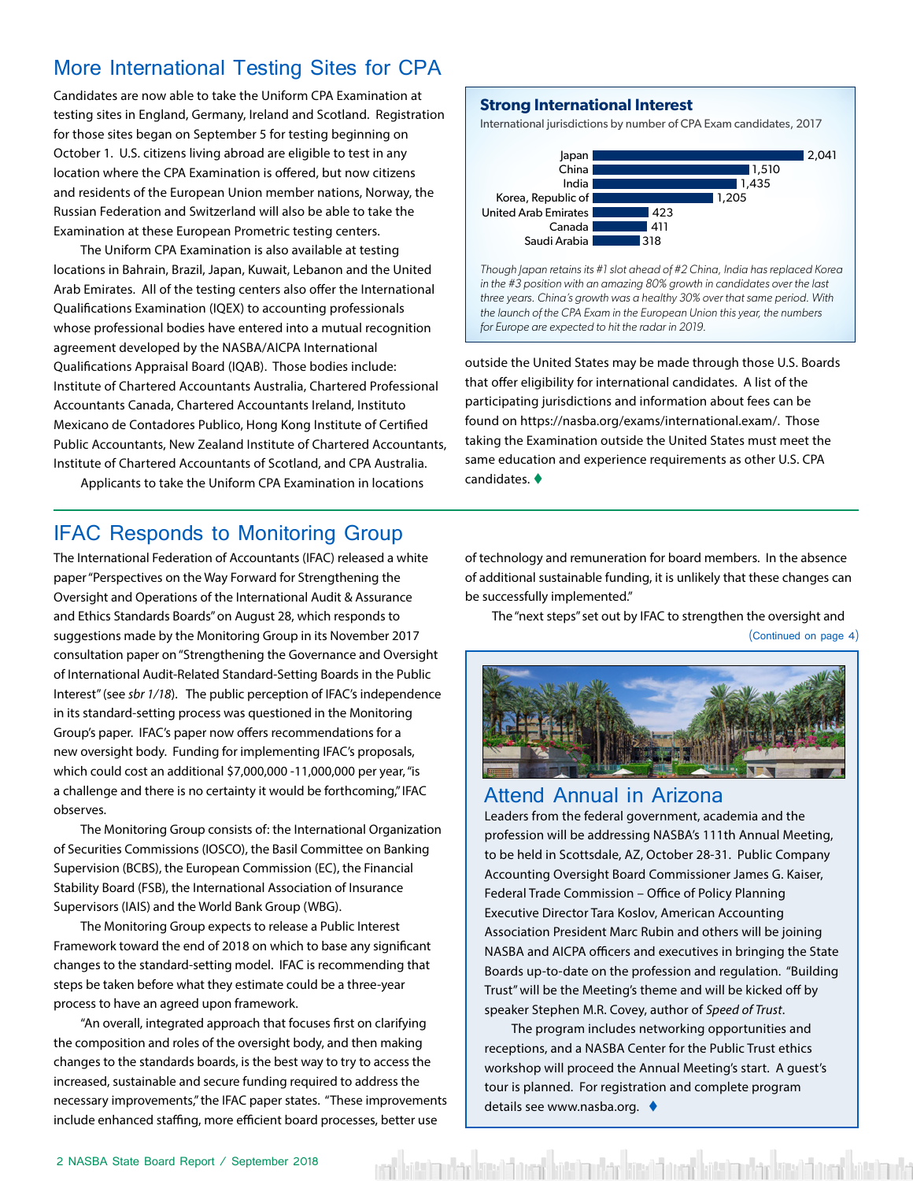## More International Testing Sites for CPA

Candidates are now able to take the Uniform CPA Examination at testing sites in England, Germany, Ireland and Scotland. Registration for those sites began on September 5 for testing beginning on October 1. U.S. citizens living abroad are eligible to test in any location where the CPA Examination is offered, but now citizens and residents of the European Union member nations, Norway, the Russian Federation and Switzerland will also be able to take the Examination at these European Prometric testing centers.

The Uniform CPA Examination is also available at testing locations in Bahrain, Brazil, Japan, Kuwait, Lebanon and the United Arab Emirates. All of the testing centers also offer the International Qualifications Examination (IQEX) to accounting professionals whose professional bodies have entered into a mutual recognition agreement developed by the NASBA/AICPA International Qualifications Appraisal Board (IQAB). Those bodies include: Institute of Chartered Accountants Australia, Chartered Professional Accountants Canada, Chartered Accountants Ireland, Instituto Mexicano de Contadores Publico, Hong Kong Institute of Certified Public Accountants, New Zealand Institute of Chartered Accountants, Institute of Chartered Accountants of Scotland, and CPA Australia.

Applicants to take the Uniform CPA Examination in locations outside the United States may be made through those U.S. Boards that offer eligibility for international candidates. A list of the participating jurisdictions and information about fees can be found on https://nasba.org/exams/international.exam/. Those taking the Examination outside the United States must meet the same education and experience requirements as other U.S. CPA candidates. ♦

### Strong International Interest

International jurisdictions by number of CPA Exam candidates, 2017

| Jurisdiction | Candidates |
|---|---|
| Japan | 2,041 |
| China | 1,510 |
| India | 1,435 |
| Korea, Republic of | 1,205 |
| United Arab Emirates | 423 |
| Canada | 411 |
| Saudi Arabia | 318 |

*Though Japan retains its #1 slot ahead of #2 China, India has replaced Korea in the #3 position with an amazing 80% growth in candidates over the last three years. China's growth was a healthy 30% over that same period. With the launch of the CPA Exam in the European Union this year, the numbers for Europe are expected to hit the radar in 2019.*

## IFAC Responds to Monitoring Group

The International Federation of Accountants (IFAC) released a white paper "Perspectives on the Way Forward for Strengthening the Oversight and Operations of the International Audit & Assurance and Ethics Standards Boards" on August 28, which responds to suggestions made by the Monitoring Group in its November 2017 consultation paper on "Strengthening the Governance and Oversight of International Audit-Related Standard-Setting Boards in the Public Interest" (see *sbr 1/18*). The public perception of IFAC's independence in its standard-setting process was questioned in the Monitoring Group's paper. IFAC's paper now offers recommendations for a new oversight body. Funding for implementing IFAC's proposals, which could cost an additional $7,000,000 -11,000,000 per year, "is a challenge and there is no certainty it would be forthcoming," IFAC observes.

The Monitoring Group consists of: the International Organization of Securities Commissions (IOSCO), the Basil Committee on Banking Supervision (BCBS), the European Commission (EC), the Financial Stability Board (FSB), the International Association of Insurance Supervisors (IAIS) and the World Bank Group (WBG).

The Monitoring Group expects to release a Public Interest Framework toward the end of 2018 on which to base any significant changes to the standard-setting model. IFAC is recommending that steps be taken before what they estimate could be a three-year process to have an agreed upon framework.

"An overall, integrated approach that focuses first on clarifying the composition and roles of the oversight body, and then making changes to the standards boards, is the best way to try to access the increased, sustainable and secure funding required to address the necessary improvements," the IFAC paper states. "These improvements include enhanced staffing, more efficient board processes, better use of technology and remuneration for board members. In the absence of additional sustainable funding, it is unlikely that these changes can be successfully implemented."

The "next steps" set out by IFAC to strengthen the oversight and

(Continued on page 4)

## Attend Annual in Arizona

Leaders from the federal government, academia and the profession will be addressing NASBA's 111th Annual Meeting, to be held in Scottsdale, AZ, October 28-31. Public Company Accounting Oversight Board Commissioner James G. Kaiser, Federal Trade Commission – Office of Policy Planning Executive Director Tara Koslov, American Accounting Association President Marc Rubin and others will be joining NASBA and AICPA officers and executives in bringing the State Boards up-to-date on the profession and regulation. "Building Trust" will be the Meeting's theme and will be kicked off by speaker Stephen M.R. Covey, author of *Speed of Trust*.

The program includes networking opportunities and receptions, and a NASBA Center for the Public Trust ethics workshop will proceed the Annual Meeting's start. A guest's tour is planned. For registration and complete program details see www.nasba.org. ♦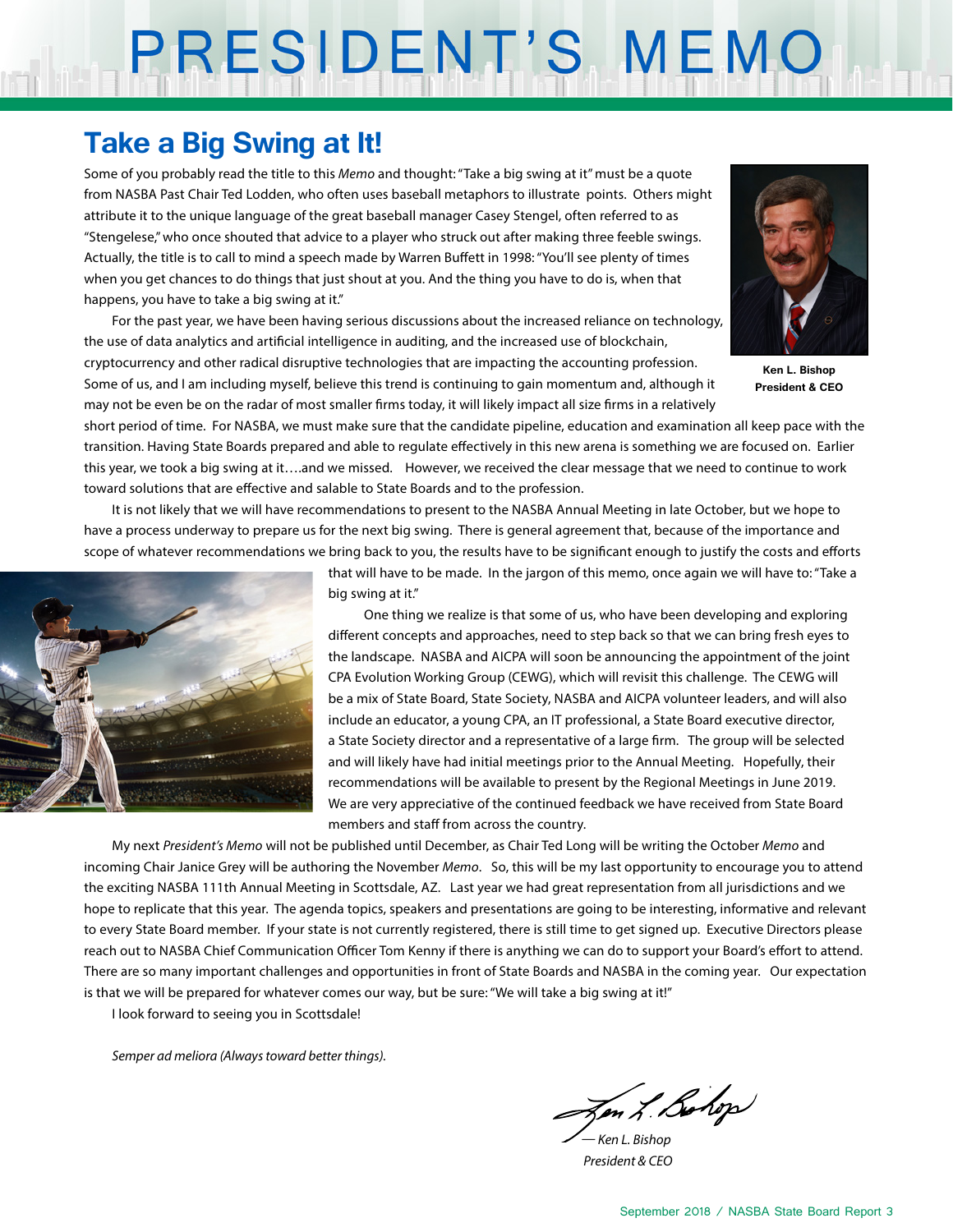# PRESIDENT'S MEMO

## Take a Big Swing at It!

Some of you probably read the title to this *Memo* and thought: "Take a big swing at it" must be a quote from NASBA Past Chair Ted Lodden, who often uses baseball metaphors to illustrate points. Others might attribute it to the unique language of the great baseball manager Casey Stengel, often referred to as "Stengelese," who once shouted that advice to a player who struck out after making three feeble swings. Actually, the title is to call to mind a speech made by Warren Buffett in 1998: "You'll see plenty of times when you get chances to do things that just shout at you. And the thing you have to do is, when that happens, you have to take a big swing at it."

**Ken L. Bishop**
**President & CEO**

For the past year, we have been having serious discussions about the increased reliance on technology, the use of data analytics and artificial intelligence in auditing, and the increased use of blockchain, cryptocurrency and other radical disruptive technologies that are impacting the accounting profession. Some of us, and I am including myself, believe this trend is continuing to gain momentum and, although it may not be even be on the radar of most smaller firms today, it will likely impact all size firms in a relatively short period of time. For NASBA, we must make sure that the candidate pipeline, education and examination all keep pace with the transition. Having State Boards prepared and able to regulate effectively in this new arena is something we are focused on. Earlier this year, we took a big swing at it….and we missed. However, we received the clear message that we need to continue to work toward solutions that are effective and salable to State Boards and to the profession.

It is not likely that we will have recommendations to present to the NASBA Annual Meeting in late October, but we hope to have a process underway to prepare us for the next big swing. There is general agreement that, because of the importance and scope of whatever recommendations we bring back to you, the results have to be significant enough to justify the costs and efforts that will have to be made. In the jargon of this memo, once again we will have to: "Take a big swing at it."

One thing we realize is that some of us, who have been developing and exploring different concepts and approaches, need to step back so that we can bring fresh eyes to the landscape. NASBA and AICPA will soon be announcing the appointment of the joint CPA Evolution Working Group (CEWG), which will revisit this challenge. The CEWG will be a mix of State Board, State Society, NASBA and AICPA volunteer leaders, and will also include an educator, a young CPA, an IT professional, a State Board executive director, a State Society director and a representative of a large firm. The group will be selected and will likely have had initial meetings prior to the Annual Meeting. Hopefully, their recommendations will be available to present by the Regional Meetings in June 2019. We are very appreciative of the continued feedback we have received from State Board members and staff from across the country.

My next *President's Memo* will not be published until December, as Chair Ted Long will be writing the October *Memo* and incoming Chair Janice Grey will be authoring the November *Memo*. So, this will be my last opportunity to encourage you to attend the exciting NASBA 111th Annual Meeting in Scottsdale, AZ. Last year we had great representation from all jurisdictions and we hope to replicate that this year. The agenda topics, speakers and presentations are going to be interesting, informative and relevant to every State Board member. If your state is not currently registered, there is still time to get signed up. Executive Directors please reach out to NASBA Chief Communication Officer Tom Kenny if there is anything we can do to support your Board's effort to attend. There are so many important challenges and opportunities in front of State Boards and NASBA in the coming year. Our expectation is that we will be prepared for whatever comes our way, but be sure: "We will take a big swing at it!"

I look forward to seeing you in Scottsdale!

*Semper ad meliora (Always toward better things).*

*— Ken L. Bishop*
*President & CEO*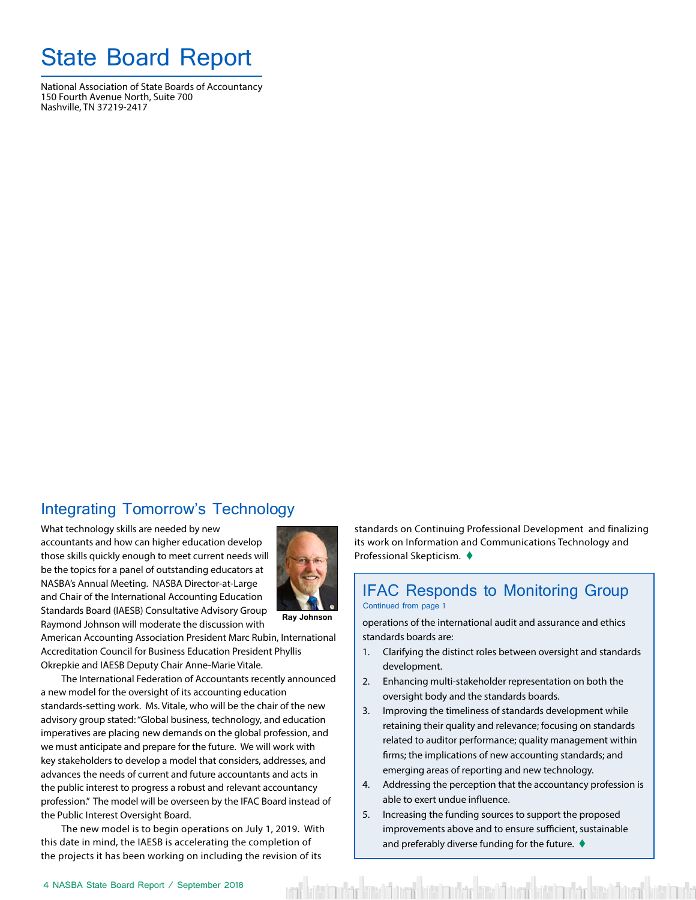# State Board Report

National Association of State Boards of Accountancy
150 Fourth Avenue North, Suite 700
Nashville, TN 37219-2417

## Integrating Tomorrow's Technology

What technology skills are needed by new accountants and how can higher education develop those skills quickly enough to meet current needs will be the topics for a panel of outstanding educators at NASBA's Annual Meeting. NASBA Director-at-Large and Chair of the International Accounting Education Standards Board (IAESB) Consultative Advisory Group Raymond Johnson will moderate the discussion with American Accounting Association President Marc Rubin, International Accreditation Council for Business Education President Phyllis Okrepkie and IAESB Deputy Chair Anne-Marie Vitale.

Ray Johnson

The International Federation of Accountants recently announced a new model for the oversight of its accounting education standards-setting work. Ms. Vitale, who will be the chair of the new advisory group stated: "Global business, technology, and education imperatives are placing new demands on the global profession, and we must anticipate and prepare for the future. We will work with key stakeholders to develop a model that considers, addresses, and advances the needs of current and future accountants and acts in the public interest to progress a robust and relevant accountancy profession." The model will be overseen by the IFAC Board instead of the Public Interest Oversight Board.

The new model is to begin operations on July 1, 2019. With this date in mind, the IAESB is accelerating the completion of the projects it has been working on including the revision of its standards on Continuing Professional Development and finalizing its work on Information and Communications Technology and Professional Skepticism. ♦

## IFAC Responds to Monitoring Group

Continued from page 1

operations of the international audit and assurance and ethics standards boards are:

1. Clarifying the distinct roles between oversight and standards development.
2. Enhancing multi-stakeholder representation on both the oversight body and the standards boards.
3. Improving the timeliness of standards development while retaining their quality and relevance; focusing on standards related to auditor performance; quality management within firms; the implications of new accounting standards; and emerging areas of reporting and new technology.
4. Addressing the perception that the accountancy profession is able to exert undue influence.
5. Increasing the funding sources to support the proposed improvements above and to ensure sufficient, sustainable and preferably diverse funding for the future. ♦